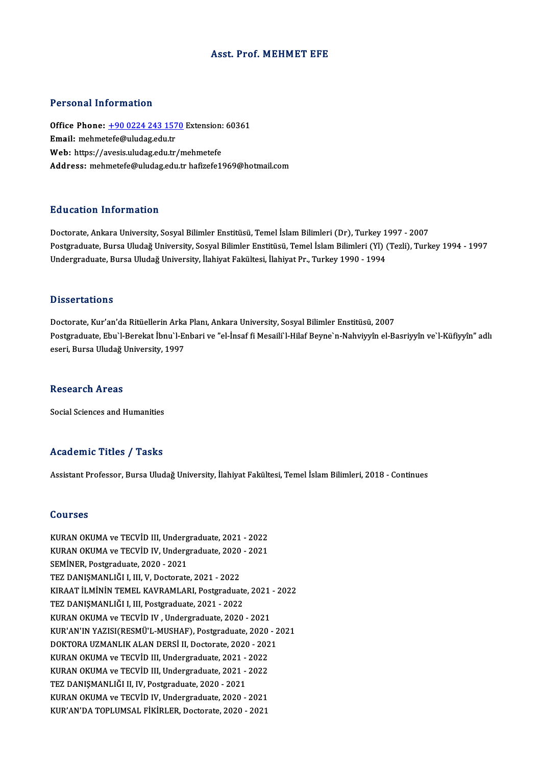# Asst. Prof. MEHMET EFE

## Personal Information

**Office Phone:** +90 0224 243 1570 Extension: 60361
**Email:** mehmetefe@uludag.edu.tr
**Web:** https://avesis.uludag.edu.tr/mehmetefe
**Address:** mehmetefe@uludag.edu.tr hafizefe1969@hotmail.com

## Education Information

Doctorate, Ankara University, Sosyal Bilimler Enstitüsü, Temel İslam Bilimleri (Dr), Turkey 1997 - 2007
Postgraduate, Bursa Uludağ University, Sosyal Bilimler Enstitüsü, Temel İslam Bilimleri (Yl) (Tezli), Turkey 1994 - 1997
Undergraduate, Bursa Uludağ University, İlahiyat Fakültesi, İlahiyat Pr., Turkey 1990 - 1994

## Dissertations

Doctorate, Kur'an'da Ritüellerin Arka Planı, Ankara University, Sosyal Bilimler Enstitüsü, 2007
Postgraduate, Ebu`l-Berekat İbnu`l-Enbari ve "el-İnsaf fi Mesaili`l-Hilaf Beyne`n-Nahviyyîn el-Basriyyîn ve`l-Küfiyyîn" adlı eseri, Bursa Uludağ University, 1997

## Research Areas

Social Sciences and Humanities

## Academic Titles / Tasks

Assistant Professor, Bursa Uludağ University, İlahiyat Fakültesi, Temel İslam Bilimleri, 2018 - Continues

## Courses

KURAN OKUMA ve TECVİD III, Undergraduate, 2021 - 2022
KURAN OKUMA ve TECVİD IV, Undergraduate, 2020 - 2021
SEMİNER, Postgraduate, 2020 - 2021
TEZ DANIŞMANLIĞI I, III, V, Doctorate, 2021 - 2022
KIRAAT İLMİNİN TEMEL KAVRAMLARI, Postgraduate, 2021 - 2022
TEZ DANIŞMANLIĞI I, III, Postgraduate, 2021 - 2022
KURAN OKUMA ve TECVİD IV , Undergraduate, 2020 - 2021
KUR'AN'IN YAZISI(RESMÜ'L-MUSHAF), Postgraduate, 2020 - 2021
DOKTORA UZMANLIK ALAN DERSİ II, Doctorate, 2020 - 2021
KURAN OKUMA ve TECVİD III, Undergraduate, 2021 - 2022
KURAN OKUMA ve TECVİD III, Undergraduate, 2021 - 2022
TEZ DANIŞMANLIĞI II, IV, Postgraduate, 2020 - 2021
KURAN OKUMA ve TECVİD IV, Undergraduate, 2020 - 2021
KUR'AN'DA TOPLUMSAL FİKİRLER, Doctorate, 2020 - 2021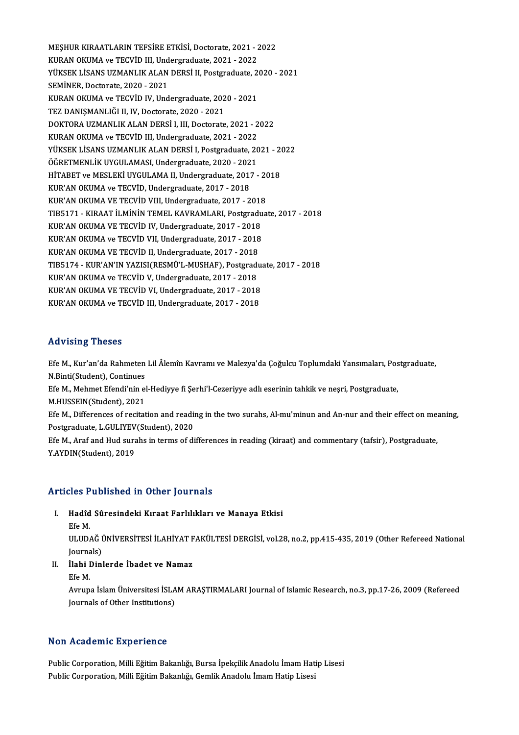MEŞHUR KIRAATLARIN TEFSİRE ETKİSİ, Doctorate, 2021 - 2022
KURAN OKUMA ve TECVİD III, Undergraduate, 2021 - 2022
YÜKSEK LİSANS UZMANLIK ALAN DERSİ II, Postgraduate, 2020 - 2021
SEMİNER, Doctorate, 2020 - 2021
KURAN OKUMA ve TECVİD IV, Undergraduate, 2020 - 2021
TEZ DANIŞMANLIĞI II, IV, Doctorate, 2020 - 2021
DOKTORA UZMANLIK ALAN DERSİ I, III, Doctorate, 2021 - 2022
KURAN OKUMA ve TECVİD III, Undergraduate, 2021 - 2022
YÜKSEK LİSANS UZMANLIK ALAN DERSİ I, Postgraduate, 2021 - 2022
ÖĞRETMENLİK UYGULAMASI, Undergraduate, 2020 - 2021
HİTABET ve MESLEKİ UYGULAMA II, Undergraduate, 2017 - 2018
KUR'AN OKUMA ve TECVİD, Undergraduate, 2017 - 2018
KUR'AN OKUMA VE TECVİD VIII, Undergraduate, 2017 - 2018
TIB5171 - KIRAAT İLMİNİN TEMEL KAVRAMLARI, Postgraduate, 2017 - 2018
KUR'AN OKUMA VE TECVİD IV, Undergraduate, 2017 - 2018
KUR'AN OKUMA ve TECVİD VII, Undergraduate, 2017 - 2018
KUR'AN OKUMA VE TECVİD II, Undergraduate, 2017 - 2018
TIB5174 - KUR'AN'IN YAZISI(RESMÜ'L-MUSHAF), Postgraduate, 2017 - 2018
KUR'AN OKUMA ve TECVİD V, Undergraduate, 2017 - 2018
KUR'AN OKUMA VE TECVİD VI, Undergraduate, 2017 - 2018
KUR'AN OKUMA ve TECVİD III, Undergraduate, 2017 - 2018

## Advising Theses

Efe M., Kur'an'da Rahmeten Lil Âlemîn Kavramı ve Malezya'da Çoğulcu Toplumdaki Yansımaları, Postgraduate, N.Binti(Student), Continues

Efe M., Mehmet Efendi'nin el-Hediyye fi Şerhi'l-Cezeriyye adlı eserinin tahkik ve neşri, Postgraduate, M.HUSSEIN(Student), 2021

Efe M., Differences of recitation and reading in the two surahs, Al-mu'minun and An-nur and their effect on meaning, Postgraduate, L.GULIYEV(Student), 2020

Efe M., Araf and Hud surahs in terms of differences in reading (kiraat) and commentary (tafsir), Postgraduate, Y.AYDIN(Student), 2019

## Articles Published in Other Journals

I. **Hadîd Sûresindeki Kıraat Farlılıkları ve Manaya Etkisi**
   Efe M.
   ULUDAĞ ÜNİVERSİTESİ İLAHİYAT FAKÜLTESİ DERGİSİ, vol.28, no.2, pp.415-435, 2019 (Other Refereed National Journals)

II. **İlahi Dinlerde İbadet ve Namaz**
   Efe M.
   Avrupa İslam Üniversitesi İSLAM ARAŞTIRMALARI Journal of Islamic Research, no.3, pp.17-26, 2009 (Refereed Journals of Other Institutions)

## Non Academic Experience

Public Corporation, Milli Eğitim Bakanlığı, Bursa İpekçilik Anadolu İmam Hatip Lisesi
Public Corporation, Milli Eğitim Bakanlığı, Gemlik Anadolu İmam Hatip Lisesi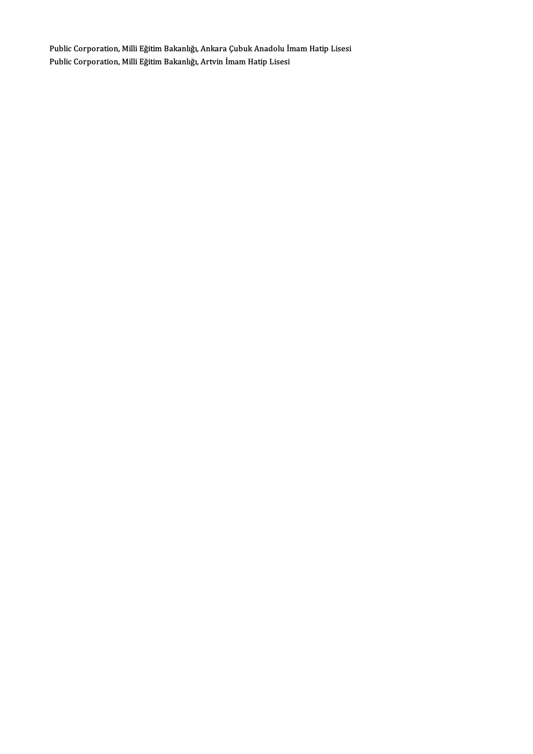Public Corporation, Milli Eğitim Bakanlığı, Ankara Çubuk Anadolu İmam Hatip Lisesi
Public Corporation, Milli Eğitim Bakanlığı, Artvin İmam Hatip Lisesi